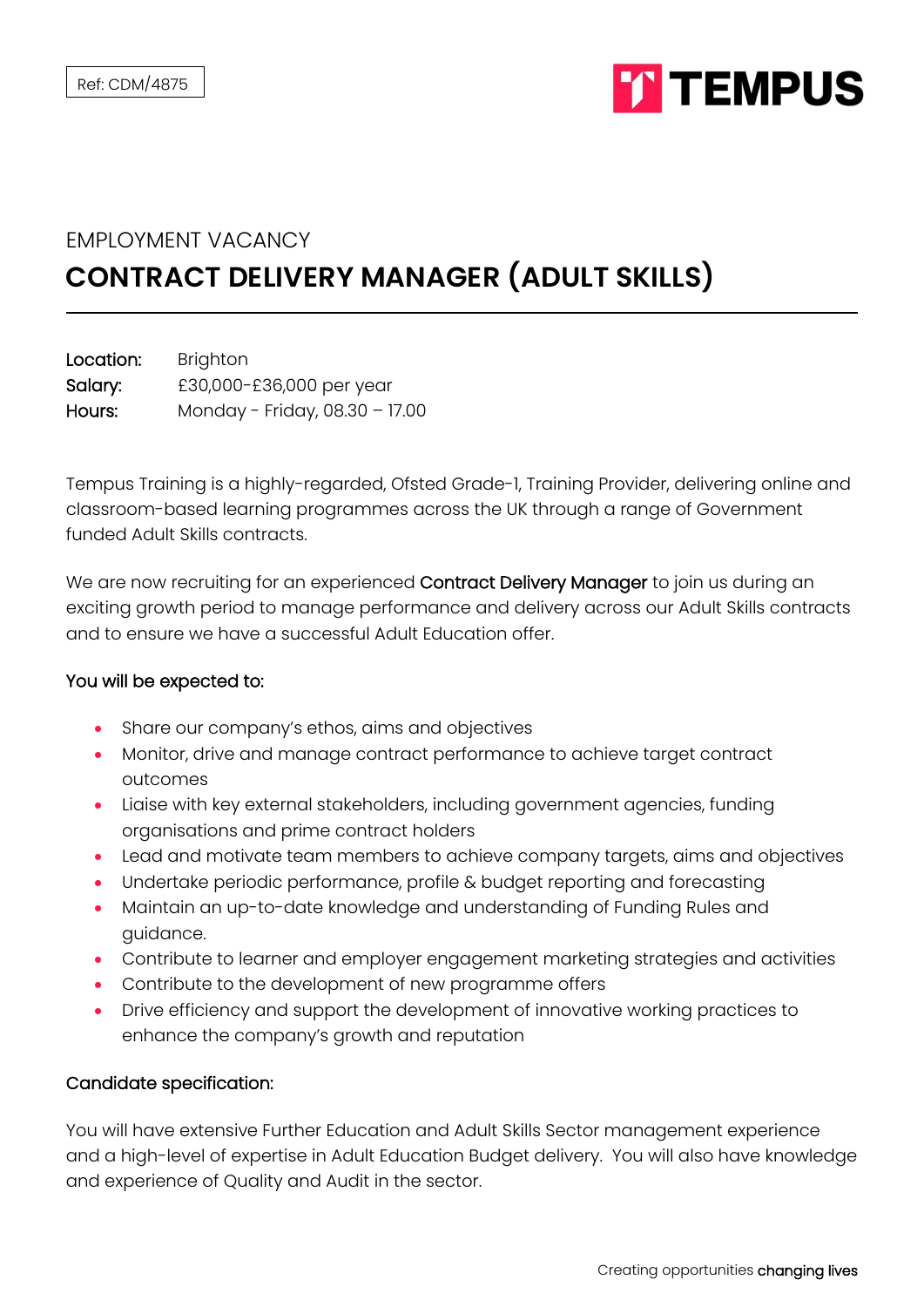Ref: CDM/4875

TEMPUS

EMPLOYMENT VACANCY

# CONTRACT DELIVERY MANAGER (ADULT SKILLS)

**Location:** Brighton
**Salary:** £30,000-£36,000 per year
**Hours:** Monday - Friday, 08.30 – 17.00

Tempus Training is a highly-regarded, Ofsted Grade-1, Training Provider, delivering online and classroom-based learning programmes across the UK through a range of Government funded Adult Skills contracts.

We are now recruiting for an experienced **Contract Delivery Manager** to join us during an exciting growth period to manage performance and delivery across our Adult Skills contracts and to ensure we have a successful Adult Education offer.

**You will be expected to:**

- Share our company's ethos, aims and objectives
- Monitor, drive and manage contract performance to achieve target contract outcomes
- Liaise with key external stakeholders, including government agencies, funding organisations and prime contract holders
- Lead and motivate team members to achieve company targets, aims and objectives
- Undertake periodic performance, profile & budget reporting and forecasting
- Maintain an up-to-date knowledge and understanding of Funding Rules and guidance.
- Contribute to learner and employer engagement marketing strategies and activities
- Contribute to the development of new programme offers
- Drive efficiency and support the development of innovative working practices to enhance the company's growth and reputation

**Candidate specification:**

You will have extensive Further Education and Adult Skills Sector management experience and a high-level of expertise in Adult Education Budget delivery. You will also have knowledge and experience of Quality and Audit in the sector.

Creating opportunities **changing lives**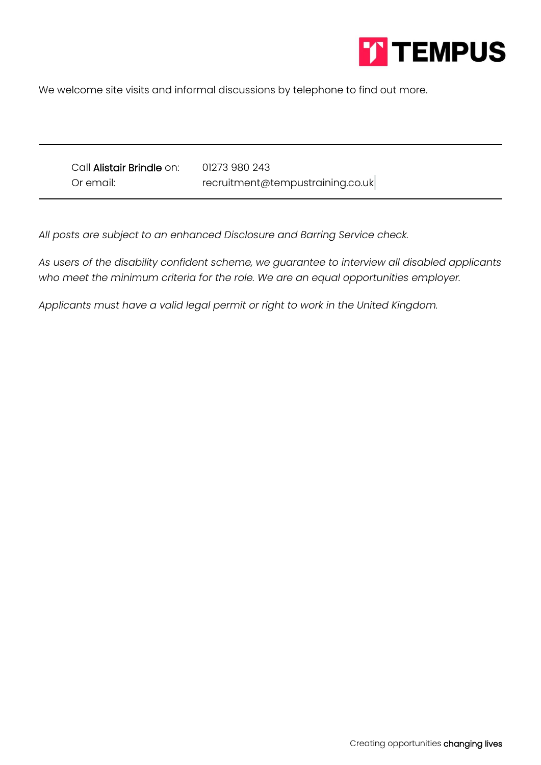We welcome site visits and informal discussions by telephone to find out more.

---

| | |
|---|---|
| Call **Alistair Brindle** on: | 01273 980 243 |
| Or email: | recruitment@tempustraining.co.uk |

---

*All posts are subject to an enhanced Disclosure and Barring Service check.*

*As users of the disability confident scheme, we guarantee to interview all disabled applicants who meet the minimum criteria for the role. We are an equal opportunities employer.*

*Applicants must have a valid legal permit or right to work in the United Kingdom.*